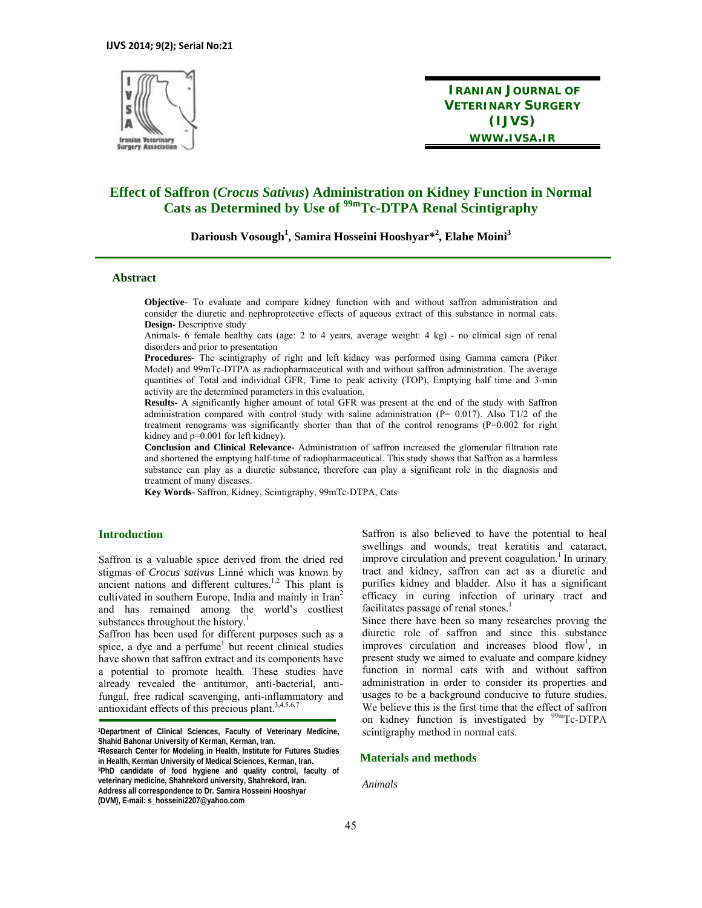# Effect of Saffron (*Crocus Sativus*) Administration on Kidney Function in Normal Cats as Determined by Use of $^{99m}$Tc-DTPA Renal Scintigraphy

**Darioush Vosough[1], Samira Hosseini Hooshyar*[2], Elahe Moini[3]**

## Abstract

**Objective-** To evaluate and compare kidney function with and without saffron administration and consider the diuretic and nephroprotective effects of aqueous extract of this substance in normal cats.

**Design-** Descriptive study

Animals- 6 female healthy cats (age: 2 to 4 years, average weight: 4 kg) - no clinical sign of renal disorders and prior to presentation

**Procedures-** The scintigraphy of right and left kidney was performed using Gamma camera (Piker Model) and 99mTc-DTPA as radiopharmaceutical with and without saffron administration. The average quantities of Total and individual GFR, Time to peak activity (TOP), Emptying half time and 3-min activity are the determined parameters in this evaluation.

**Results-** A significantly higher amount of total GFR was present at the end of the study with Saffron administration compared with control study with saline administration (P= 0.017). Also T1/2 of the treatment renograms was significantly shorter than that of the control renograms (P=0.002 for right kidney and p=0.001 for left kidney).

**Conclusion and Clinical Relevance-** Administration of saffron increased the glomerular filtration rate and shortened the emptying half-time of radiopharmaceutical. This study shows that Saffron as a harmless substance can play as a diuretic substance, therefore can play a significant role in the diagnosis and treatment of many diseases.

**Key Words-** Saffron, Kidney, Scintigraphy, 99mTc-DTPA, Cats

## Introduction

Saffron is a valuable spice derived from the dried red stigmas of *Crocus sativus* Linné which was known by ancient nations and different cultures.[1,2] This plant is cultivated in southern Europe, India and mainly in Iran[2] and has remained among the world's costliest substances throughout the history.[1]

Saffron has been used for different purposes such as a spice, a dye and a perfume[1] but recent clinical studies have shown that saffron extract and its components have a potential to promote health. These studies have already revealed the antitumor, anti-bacterial, anti-fungal, free radical scavenging, anti-inflammatory and antioxidant effects of this precious plant.[3,4,5,6,7]

Saffron is also believed to have the potential to heal swellings and wounds, treat keratitis and cataract, improve circulation and prevent coagulation.[1] In urinary tract and kidney, saffron can act as a diuretic and purifies kidney and bladder. Also it has a significant efficacy in curing infection of urinary tract and facilitates passage of renal stones.[1]

Since there have been so many researches proving the diuretic role of saffron and since this substance improves circulation and increases blood flow[1], in present study we aimed to evaluate and compare kidney function in normal cats with and without saffron administration in order to consider its properties and usages to be a background conducive to future studies. We believe this is the first time that the effect of saffron on kidney function is investigated by $^{99m}$Tc-DTPA scintigraphy method in normal cats.

## Materials and methods

*Animals*

[1]Department of Clinical Sciences, Faculty of Veterinary Medicine, Shahid Bahonar University of Kerman, Kerman, Iran.
[2]Research Center for Modeling in Health, Institute for Futures Studies in Health, Kerman University of Medical Sciences, Kerman, Iran.
[3]PhD candidate of food hygiene and quality control, faculty of veterinary medicine, Shahrekord university, Shahrekord, Iran.
Address all correspondence to Dr. Samira Hosseini Hooshyar (DVM), E-mail: s_hosseini2207@yahoo.com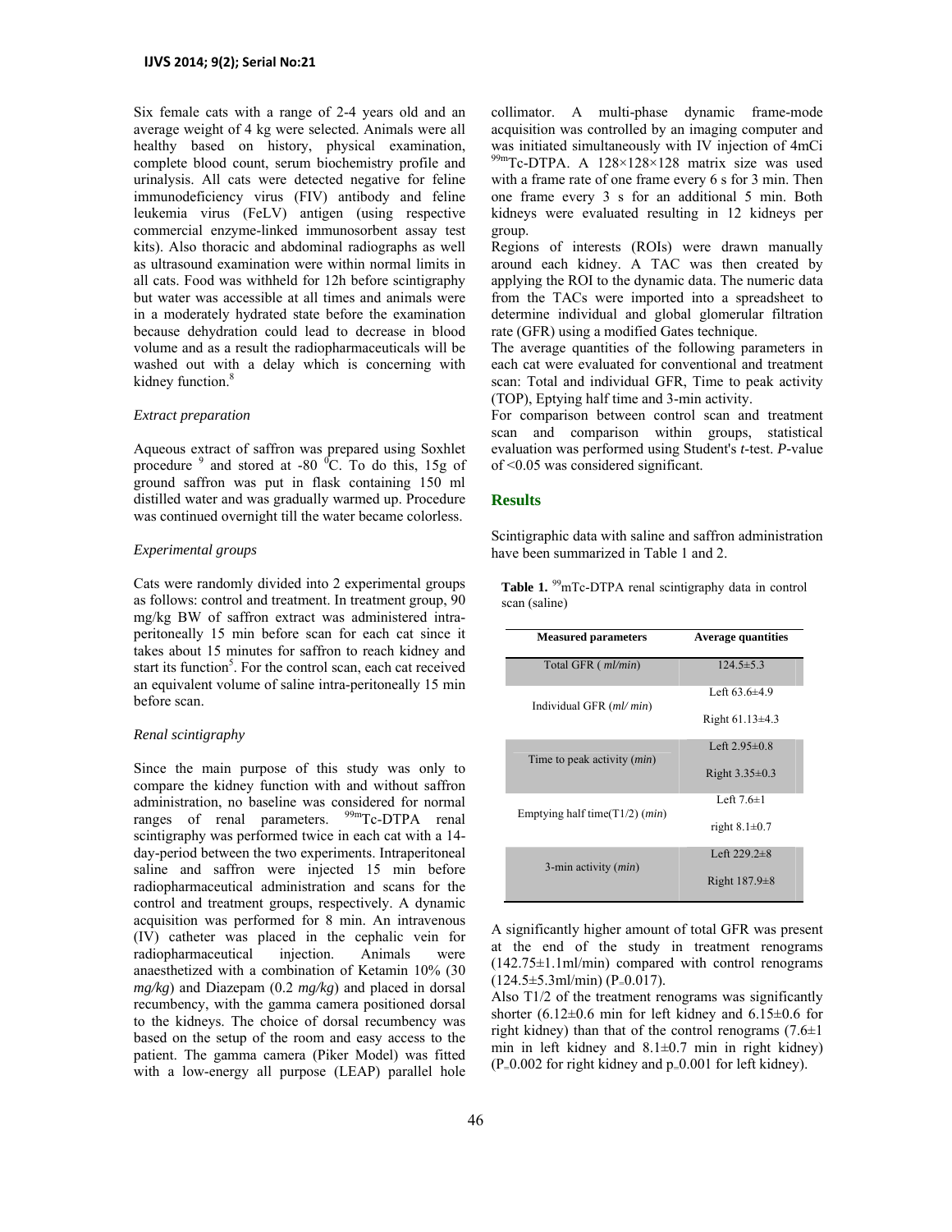Six female cats with a range of 2-4 years old and an average weight of 4 kg were selected. Animals were all healthy based on history, physical examination, complete blood count, serum biochemistry profile and urinalysis. All cats were detected negative for feline immunodeficiency virus (FIV) antibody and feline leukemia virus (FeLV) antigen (using respective commercial enzyme-linked immunosorbent assay test kits). Also thoracic and abdominal radiographs as well as ultrasound examination were within normal limits in all cats. Food was withheld for 12h before scintigraphy but water was accessible at all times and animals were in a moderately hydrated state before the examination because dehydration could lead to decrease in blood volume and as a result the radiopharmaceuticals will be washed out with a delay which is concerning with kidney function.[8]

*Extract preparation*

Aqueous extract of saffron was prepared using Soxhlet procedure [9] and stored at -80 $^0$C. To do this, 15g of ground saffron was put in flask containing 150 ml distilled water and was gradually warmed up. Procedure was continued overnight till the water became colorless.

*Experimental groups*

Cats were randomly divided into 2 experimental groups as follows: control and treatment. In treatment group, 90 mg/kg BW of saffron extract was administered intra-peritoneally 15 min before scan for each cat since it takes about 15 minutes for saffron to reach kidney and start its function[5]. For the control scan, each cat received an equivalent volume of saline intra-peritoneally 15 min before scan.

*Renal scintigraphy*

Since the main purpose of this study was only to compare the kidney function with and without saffron administration, no baseline was considered for normal ranges of renal parameters. $^{99m}$Tc-DTPA renal scintigraphy was performed twice in each cat with a 14-day-period between the two experiments. Intraperitoneal saline and saffron were injected 15 min before radiopharmaceutical administration and scans for the control and treatment groups, respectively. A dynamic acquisition was performed for 8 min. An intravenous (IV) catheter was placed in the cephalic vein for radiopharmaceutical injection. Animals were anaesthetized with a combination of Ketamin 10% (30 *mg/kg*) and Diazepam (0.2 *mg/kg*) and placed in dorsal recumbency, with the gamma camera positioned dorsal to the kidneys. The choice of dorsal recumbency was based on the setup of the room and easy access to the patient. The gamma camera (Piker Model) was fitted with a low-energy all purpose (LEAP) parallel hole collimator. A multi-phase dynamic frame-mode acquisition was controlled by an imaging computer and was initiated simultaneously with IV injection of 4mCi $^{99m}$Tc-DTPA. A 128×128×128 matrix size was used with a frame rate of one frame every 6 s for 3 min. Then one frame every 3 s for an additional 5 min. Both kidneys were evaluated resulting in 12 kidneys per group.

Regions of interests (ROIs) were drawn manually around each kidney. A TAC was then created by applying the ROI to the dynamic data. The numeric data from the TACs were imported into a spreadsheet to determine individual and global glomerular filtration rate (GFR) using a modified Gates technique.

The average quantities of the following parameters in each cat were evaluated for conventional and treatment scan: Total and individual GFR, Time to peak activity (TOP), Eptying half time and 3-min activity.

For comparison between control scan and treatment scan and comparison within groups, statistical evaluation was performed using Student's *t*-test. *P*-value of <0.05 was considered significant.

## Results

Scintigraphic data with saline and saffron administration have been summarized in Table 1 and 2.

**Table 1.** $^{99}$mTc-DTPA renal scintigraphy data in control scan (saline)

| Measured parameters | Average quantities |
|---|---|
| Total GFR ( *ml/min*) | 124.5±5.3 |
| Individual GFR (*ml/ min*) | Left 63.6±4.9 |
| | Right 61.13±4.3 |
| Time to peak activity (*min*) | Left 2.95±0.8 |
| | Right 3.35±0.3 |
| Emptying half time(T1/2) (*min*) | Left 7.6±1 |
| | right 8.1±0.7 |
| 3-min activity (*min*) | Left 229.2±8 |
| | Right 187.9±8 |

A significantly higher amount of total GFR was present at the end of the study in treatment renograms (142.75±1.1ml/min) compared with control renograms (124.5±5.3ml/min) (P=0.017).

Also T1/2 of the treatment renograms was significantly shorter (6.12±0.6 min for left kidney and 6.15±0.6 for right kidney) than that of the control renograms (7.6±1 min in left kidney and 8.1±0.7 min in right kidney) (P=0.002 for right kidney and p=0.001 for left kidney).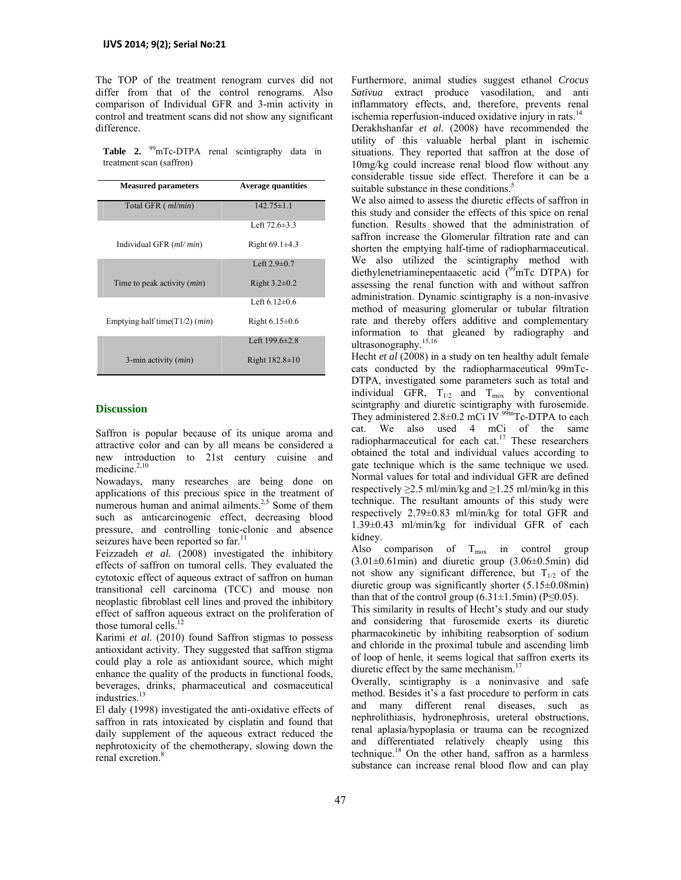The TOP of the treatment renogram curves did not differ from that of the control renograms. Also comparison of Individual GFR and 3-min activity in control and treatment scans did not show any significant difference.

**Table 2.** $^{99}$mTc-DTPA renal scintigraphy data in treatment scan (saffron)

| Measured parameters | Average quantities |
|---|---|
| Total GFR ( *ml/min*) | 142.75±1.1 |
| Individual GFR (*ml/ min*) | Left 72.6±3.3 |
| | Right 69.1±4.3 |
| Time to peak activity (*min*) | Left 2.9±0.7 |
| | Right 3.2±0.2 |
| Emptying half time(T1/2) (*min*) | Left 6.12±0.6 |
| | Right 6.15±0.6 |
| 3-min activity (*min*) | Left 199.6±2.8 |
| | Right 182.8±10 |

## Discussion

Saffron is popular because of its unique aroma and attractive color and can by all means be considered a new introduction to 21st century cuisine and medicine.[2,10]

Nowadays, many researches are being done on applications of this precious spice in the treatment of numerous human and animal ailments.[2,5] Some of them such as anticarcinogenic effect, decreasing blood pressure, and controlling tonic-clonic and absence seizures have been reported so far.[11]

Feizzadeh *et al.* (2008) investigated the inhibitory effects of saffron on tumoral cells. They evaluated the cytotoxic effect of aqueous extract of saffron on human transitional cell carcinoma (TCC) and mouse non neoplastic fibroblast cell lines and proved the inhibitory effect of saffron aqueous extract on the proliferation of those tumoral cells.[12]

Karimi *et al.* (2010) found Saffron stigmas to possess antioxidant activity. They suggested that saffron stigma could play a role as antioxidant source, which might enhance the quality of the products in functional foods, beverages, drinks, pharmaceutical and cosmaceutical industries.[13]

El daly (1998) investigated the anti-oxidative effects of saffron in rats intoxicated by cisplatin and found that daily supplement of the aqueous extract reduced the nephrotoxicity of the chemotherapy, slowing down the renal excretion.[8]

Furthermore, animal studies suggest ethanol *Crocus Sativua* extract produce vasodilation, and anti inflammatory effects, and, therefore, prevents renal ischemia reperfusion-induced oxidative injury in rats.[14]

Derakhshanfar *et al.* (2008) have recommended the utility of this valuable herbal plant in ischemic situations. They reported that saffron at the dose of 10mg/kg could increase renal blood flow without any considerable tissue side effect. Therefore it can be a suitable substance in these conditions.[5]

We also aimed to assess the diuretic effects of saffron in this study and consider the effects of this spice on renal function. Results showed that the administration of saffron increase the Glomerular filtration rate and can shorten the emptying half-time of radiopharmaceutical. We also utilized the scintigraphy method with diethylenetriaminepentaacetic acid ($^{99}$mTc DTPA) for assessing the renal function with and without saffron administration. Dynamic scintigraphy is a non-invasive method of measuring glomerular or tubular filtration rate and thereby offers additive and complementary information to that gleaned by radiography and ultrasonography.[15,16]

Hecht *et al* (2008) in a study on ten healthy adult female cats conducted by the radiopharmaceutical 99mTc-DTPA, investigated some parameters such as total and individual GFR, $T_{1/2}$ and $T_{max}$ by conventional scintgraphy and diuretic scintigraphy with furosemide. They administered 2.8±0.2 mCi IV $^{99m}$Tc-DTPA to each cat. We also used 4 mCi of the same radiopharmaceutical for each cat.[17] These researchers obtained the total and individual values according to gate technique which is the same technique we used. Normal values for total and individual GFR are defined respectively ≥2.5 ml/min/kg and ≥1.25 ml/min/kg in this technique. The resultant amounts of this study were respectively 2.79±0.83 ml/min/kg for total GFR and 1.39±0.43 ml/min/kg for individual GFR of each kidney.

Also comparison of $T_{mox}$ in control group (3.01±0.61min) and diuretic group (3.06±0.5min) did not show any significant difference, but $T_{1/2}$ of the diuretic group was significantly shorter (5.15±0.08min) than that of the control group (6.31±1.5min) ($P \leq 0.05$).

This similarity in results of Hecht's study and our study and considering that furosemide exerts its diuretic pharmacokinetic by inhibiting reabsorption of sodium and chloride in the proximal tubule and ascending limb of loop of henle, it seems logical that saffron exerts its diuretic effect by the same mechanism.[17]

Overally, scintigraphy is a noninvasive and safe method. Besides it's a fast procedure to perform in cats and many different renal diseases, such as nephrolithiasis, hydronephrosis, ureteral obstructions, renal aplasia/hypoplasia or trauma can be recognized and differentiated relatively cheaply using this technique.[18] On the other hand, saffron as a harmless substance can increase renal blood flow and can play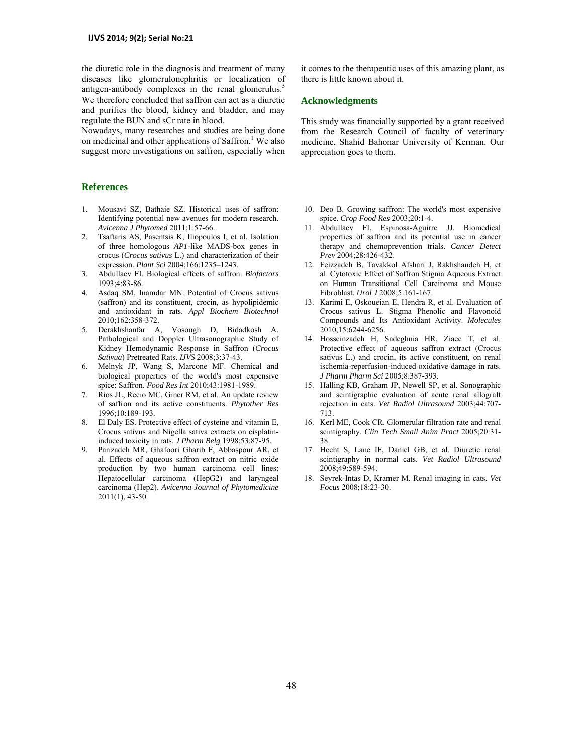the diuretic role in the diagnosis and treatment of many diseases like glomerulonephritis or localization of antigen-antibody complexes in the renal glomerulus.[5] We therefore concluded that saffron can act as a diuretic and purifies the blood, kidney and bladder, and may regulate the BUN and sCr rate in blood.

Nowadays, many researches and studies are being done on medicinal and other applications of Saffron.[1] We also suggest more investigations on saffron, especially when it comes to the therapeutic uses of this amazing plant, as there is little known about it.

## Acknowledgments

This study was financially supported by a grant received from the Research Council of faculty of veterinary medicine, Shahid Bahonar University of Kerman. Our appreciation goes to them.

## References

1. Mousavi SZ, Bathaie SZ. Historical uses of saffron: Identifying potential new avenues for modern research. *Avicenna J Phytomed* 2011;1:57-66.
2. Tsaftaris AS, Pasentsis K, Iliopoulos I, et al. Isolation of three homologous *AP1*-like MADS-box genes in crocus (*Crocus sativus* L.) and characterization of their expression. *Plant Sci* 2004;166:1235–1243.
3. Abdullaev FI. Biological effects of saffron. *Biofactors* 1993;4:83-86.
4. Asdaq SM, Inamdar MN. Potential of Crocus sativus (saffron) and its constituent, crocin, as hypolipidemic and antioxidant in rats. *Appl Biochem Biotechnol* 2010;162:358-372.
5. Derakhshanfar A, Vosough D, Bidadkosh A. Pathological and Doppler Ultrasonographic Study of Kidney Hemodynamic Response in Saffron (*Crocus Sativua*) Pretreated Rats. *IJVS* 2008;3:37-43.
6. Melnyk JP, Wang S, Marcone MF. Chemical and biological properties of the world's most expensive spice: Saffron. *Food Res Int* 2010;43:1981-1989.
7. Rios JL, Recio MC, Giner RM, et al. An update review of saffron and its active constituents. *Phytother Res* 1996;10:189-193.
8. El Daly ES. Protective effect of cysteine and vitamin E, Crocus sativus and Nigella sativa extracts on cisplatin-induced toxicity in rats. *J Pharm Belg* 1998;53:87-95.
9. Parizadeh MR, Ghafoori Gharib F, Abbaspour AR, et al. Effects of aqueous saffron extract on nitric oxide production by two human carcinoma cell lines: Hepatocellular carcinoma (HepG2) and laryngeal carcinoma (Hep2). *Avicenna Journal of Phytomedicine* 2011(1), 43-50.
10. Deo B. Growing saffron: The world's most expensive spice. *Crop Food Res* 2003;20:1-4.
11. Abdullaev FI, Espinosa-Aguirre JJ. Biomedical properties of saffron and its potential use in cancer therapy and chemoprevention trials. *Cancer Detect Prev* 2004;28:426-432.
12. Feizzadeh B, Tavakkol Afshari J, Rakhshandeh H, et al. Cytotoxic Effect of Saffron Stigma Aqueous Extract on Human Transitional Cell Carcinoma and Mouse Fibroblast. *Urol J* 2008;5:161-167.
13. Karimi E, Oskoueian E, Hendra R, et al. Evaluation of Crocus sativus L. Stigma Phenolic and Flavonoid Compounds and Its Antioxidant Activity. *Molecules* 2010;15:6244-6256.
14. Hosseinzadeh H, Sadeghnia HR, Ziaee T, et al. Protective effect of aqueous saffron extract (Crocus sativus L.) and crocin, its active constituent, on renal ischemia-reperfusion-induced oxidative damage in rats. *J Pharm Pharm Sci* 2005;8:387-393.
15. Halling KB, Graham JP, Newell SP, et al. Sonographic and scintigraphic evaluation of acute renal allograft rejection in cats. *Vet Radiol Ultrasound* 2003;44:707-713.
16. Kerl ME, Cook CR. Glomerular filtration rate and renal scintigraphy. *Clin Tech Small Anim Pract* 2005;20:31-38.
17. Hecht S, Lane IF, Daniel GB, et al. Diuretic renal scintigraphy in normal cats. *Vet Radiol Ultrasound* 2008;49:589-594.
18. Seyrek-Intas D, Kramer M. Renal imaging in cats. *Vet Focus* 2008;18:23-30.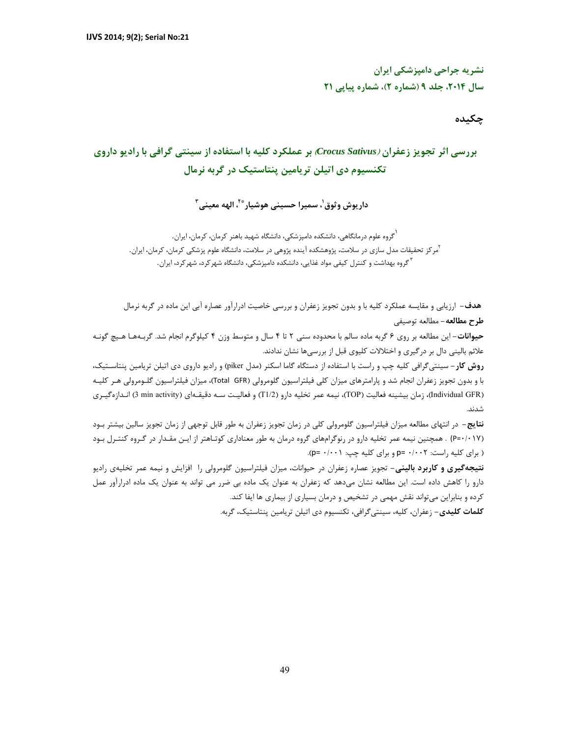نشریه جراحی دامپزشکی ایران
سال ۲۰۱۴، جلد ۹ (شماره ۲)، شماره پیاپی ۲۱

## چکیده

# بررسی اثر تجویز زعفران (*Crocus Sativus*) بر عملکرد کلیه با استفاده از سینتی گرافی با رادیو داروی تکنسیوم دی اتیلن تریامین پنتاستیک در گربه نرمال

**داریوش وثوق[۱]، سمیرا حسینی هوشیار[\*۲]، الهه معینی[۳]**

[۱] گروه علوم درمانگاهی، دانشکده دامپزشکی، دانشگاه شهید باهنر کرمان، کرمان، ایران.
[۲] مرکز تحقیقات مدل سازی در سلامت، پژوهشکده آینده پژوهی در سلامت، دانشگاه علوم پزشکی کرمان، کرمان، ایران.
[۳] گروه بهداشت و کنترل کیفی مواد غذایی، دانشکده دامپزشکی، دانشگاه شهرکرد، شهرکرد، ایران.

**هدف**– ارزیابی و مقایسه عملکرد کلیه با و بدون تجویز زعفران و بررسی خاصیت ادرارآور عصاره آبی این ماده در گربه نرمال

**طرح مطالعه**– مطالعه توصیفی

**حیوانات**– این مطالعه بر روی ۶ گربه ماده سالم با محدوده سنی ۲ تا ۴ سال و متوسط وزن ۴ کیلوگرم انجام شد. گربه‌ها هیچ گونه علائم بالینی دال بر درگیری و اختلالات کلیوی قبل از بررسی‌ها نشان ندادند.

**روش کار**– سینتی‌گرافی کلیه چپ و راست با استفاده از دستگاه گاما اسکنر (مدل piker) و رادیو داروی دی اتیلن تریامین پنتاستیک، با و بدون تجویز زعفران انجام شد و پارامترهای میزان کلی فیلتراسیون گلومرولی (Total GFR)، میزان فیلتراسیون گلومرولی هر کلیه (Individual GFR)، زمان بیشینه فعالیت (TOP)، نیمه عمر تخلیه دارو (T1/2) و فعالیت سه دقیقه‌ای (3 min activity) اندازه‌گیری شدند.

**نتایج**– در انتهای مطالعه میزان فیلتراسیون گلومرولی کلی در زمان تجویز زعفران به طور قابل توجهی از زمان تجویز سالین بیشتر بود (P=۰/۰۱۷) . همچنین نیمه عمر تخلیه دارو در رنوگرام‌های گروه درمان به طور معناداری کوتاهتر از این مقدار در گروه کنترل بود ( برای کلیه راست: p= ۰/۰۰۲ و برای کلیه چپ: p= ۰/۰۰۱).

**نتیجه‌گیری و کاربرد بالینی**– تجویز عصاره زعفران در حیوانات، میزان فیلتراسیون گلومرولی را افزایش و نیمه عمر تخلیه‌ی رادیو دارو را کاهش داده است. این مطالعه نشان می‌دهد که زعفران به عنوان یک ماده بی ضرر می تواند به عنوان یک ماده ادرارآور عمل کرده و بنابراین می‌تواند نقش مهمی در تشخیص و درمان بسیاری از بیماری ها ایفا کند.

**کلمات کلیدی**– زعفران، کلیه، سینتی‌گرافی، تکنسیوم دی اتیلن تریامین پنتاستیک، گربه.